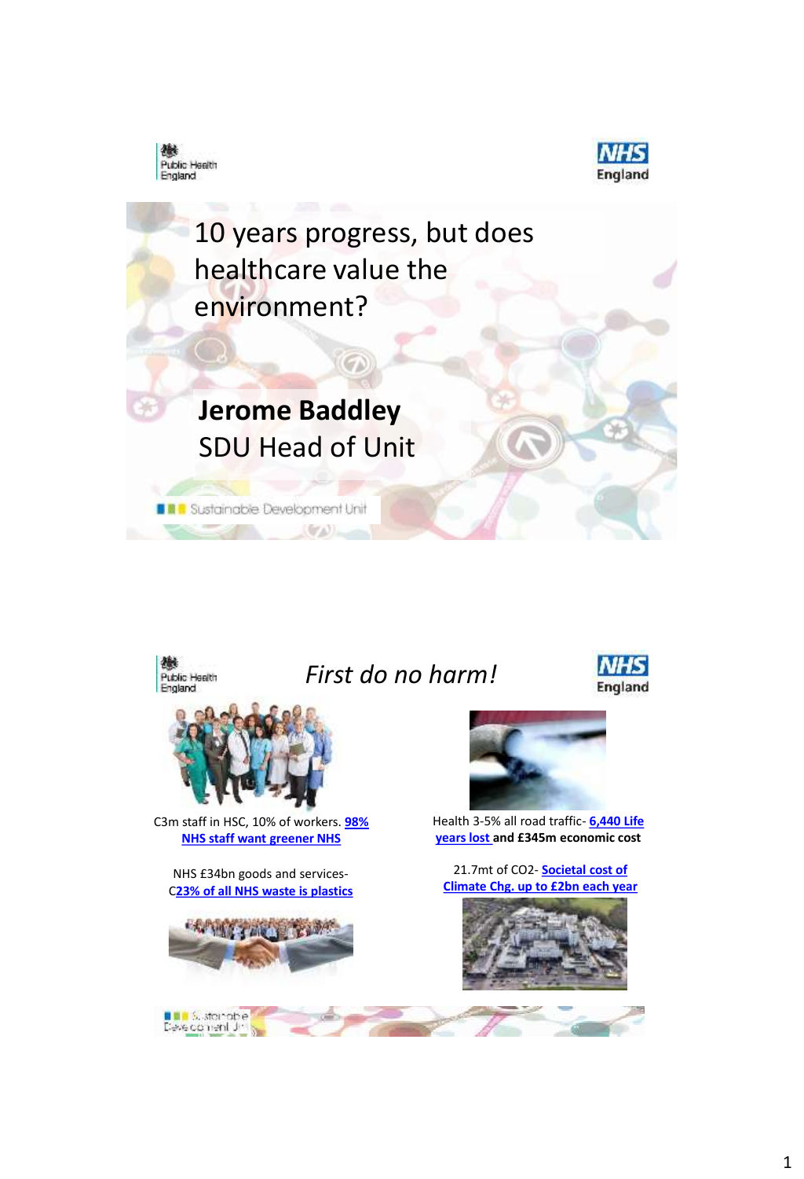# 10 years progress, but does healthcare value the environment?

**Jerome Baddley**
SDU Head of Unit

Sustainable Development Unit

## *First do no harm!*

C3m staff in HSC, 10% of workers. **98% NHS staff want greener NHS**

NHS £34bn goods and services- C**23% of all NHS waste is plastics**

Health 3-5% all road traffic- **6,440 Life years lost** **and £345m economic cost**

21.7mt of $CO_2$- **Societal cost of Climate Chg. up to £2bn each year**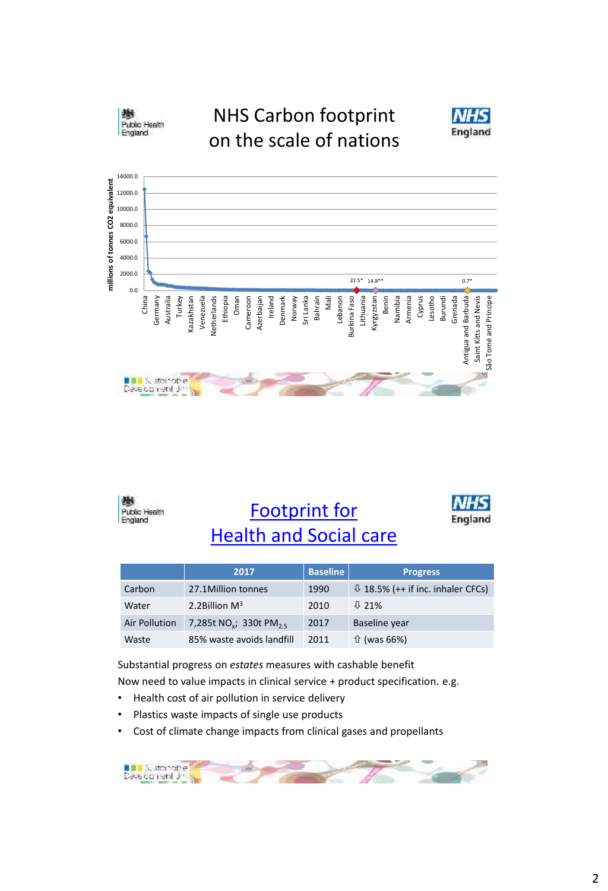# NHS Carbon footprint on the scale of nations

millions of tonnes CO2 equivalent

14000.0
12000.0
10000.0
8000.0
6000.0
4000.0
2000.0
0.0

21.5* 14.8** 0.7*

China, Germany, Australia, Turkey, Kazakhstan, Venezuela, Netherlands, Ethiopia, Oman, Cameroon, Azerbaijan, Ireland, Denmark, Norway, Sri Lanka, Bahrain, Mali, Lebanon, Burkina Faso, Lithuania, Kyrgyzstan, Benin, Namibia, Armenia, Cyprus, Lesotho, Burundi, Grenada, Antigua and Barbuda, Saint Kitts and Nevis, São Tomé and Príncipe

# Footprint for Health and Social care

| | 2017 | Baseline | Progress |
|---|---|---|---|
| Carbon | 27.1Million tonnes | 1990 | ⇩ 18.5% (++ if inc. inhaler CFCs) |
| Water | 2.2Billion $M^3$ | 2010 | ⇩ 21% |
| Air Pollution | 7,285t $NO_x$; 330t $PM_{2.5}$ | 2017 | Baseline year |
| Waste | 85% waste avoids landfill | 2011 | ⇧ (was 66%) |

Substantial progress on *estates* measures with cashable benefit

Now need to value impacts in clinical service + product specification. e.g.

- Health cost of air pollution in service delivery
- Plastics waste impacts of single use products
- Cost of climate change impacts from clinical gases and propellants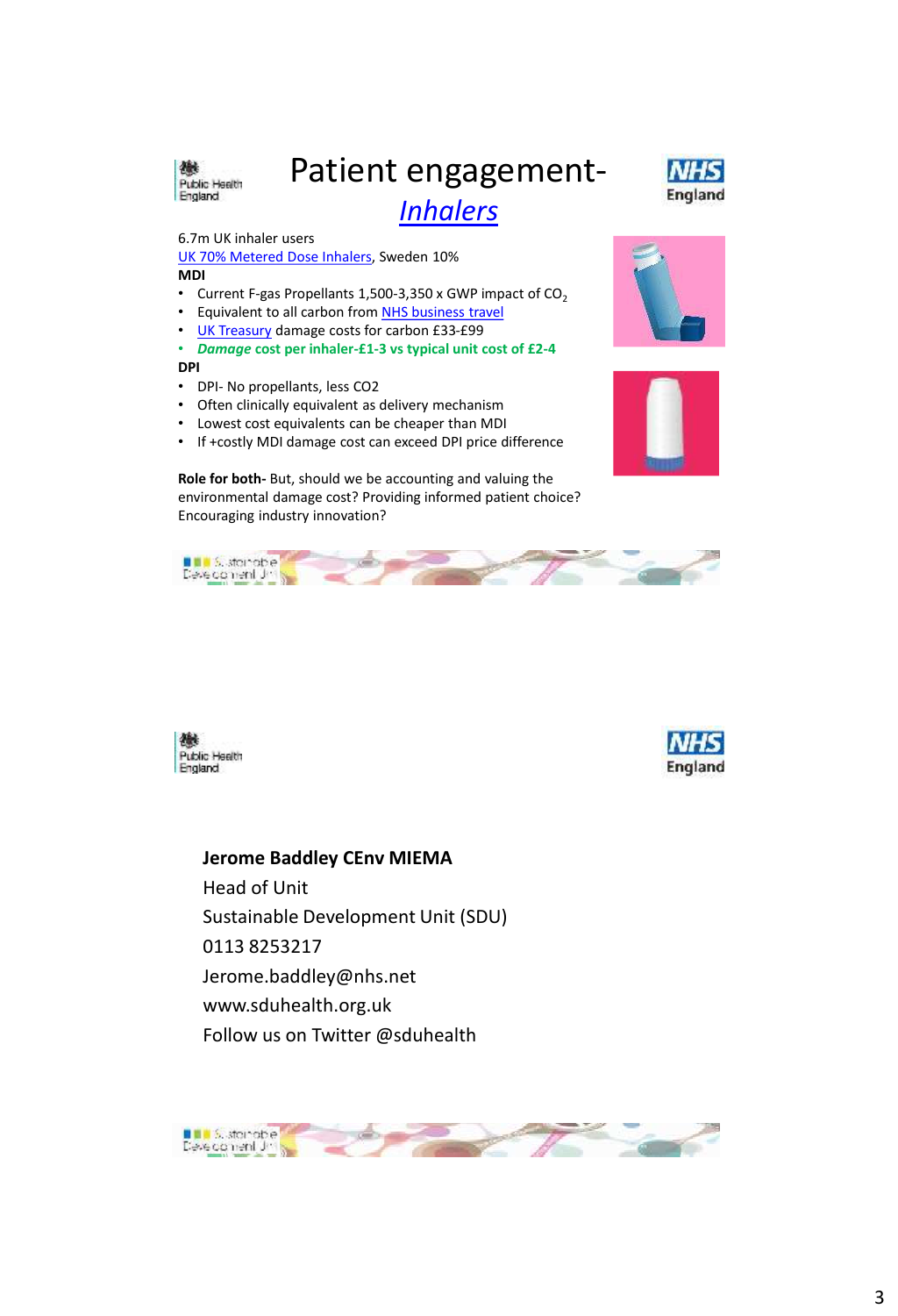# Patient engagement- *Inhalers*

6.7m UK inhaler users

UK 70% Metered Dose Inhalers, Sweden 10%

**MDI**

- Current F-gas Propellants 1,500-3,350 x GWP impact of $CO_2$
- Equivalent to all carbon from NHS business travel
- UK Treasury damage costs for carbon £33-£99
- ***Damage* cost per inhaler-£1-3 vs typical unit cost of £2-4**

**DPI**

- DPI- No propellants, less CO2
- Often clinically equivalent as delivery mechanism
- Lowest cost equivalents can be cheaper than MDI
- If +costly MDI damage cost can exceed DPI price difference

**Role for both-** But, should we be accounting and valuing the environmental damage cost? Providing informed patient choice? Encouraging industry innovation?

**Jerome Baddley CEnv MIEMA**

Head of Unit

Sustainable Development Unit (SDU)

0113 8253217

Jerome.baddley@nhs.net

www.sduhealth.org.uk

Follow us on Twitter @sduhealth